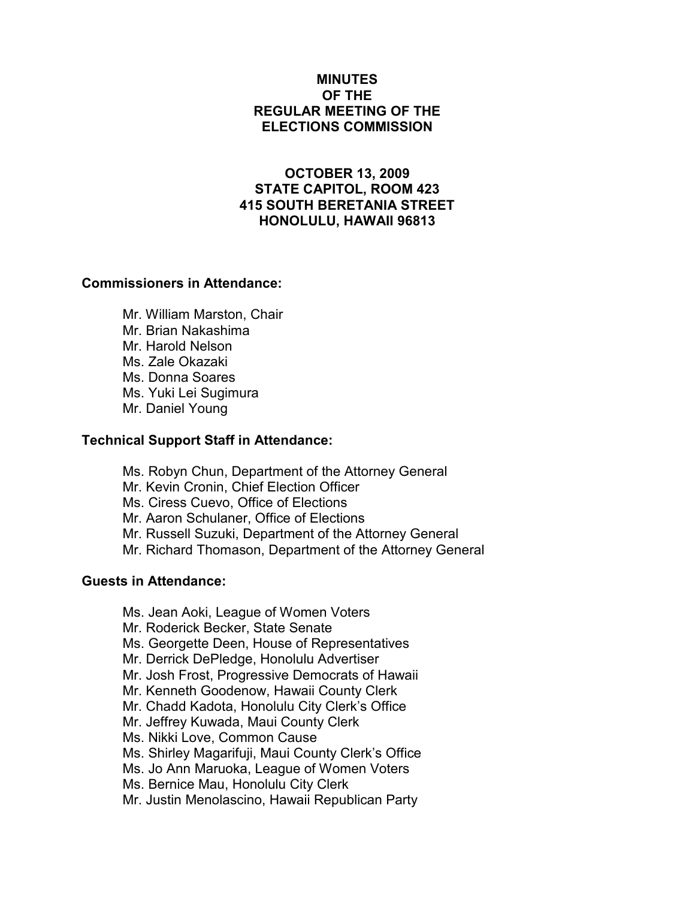# MINUTES
# OF THE
# REGULAR MEETING OF THE
# ELECTIONS COMMISSION

## OCTOBER 13, 2009
## STATE CAPITOL, ROOM 423
## 415 SOUTH BERETANIA STREET
## HONOLULU, HAWAII 96813

**Commissioners in Attendance:**

Mr. William Marston, Chair
Mr. Brian Nakashima
Mr. Harold Nelson
Ms. Zale Okazaki
Ms. Donna Soares
Ms. Yuki Lei Sugimura
Mr. Daniel Young

**Technical Support Staff in Attendance:**

Ms. Robyn Chun, Department of the Attorney General
Mr. Kevin Cronin, Chief Election Officer
Ms. Ciress Cuevo, Office of Elections
Mr. Aaron Schulaner, Office of Elections
Mr. Russell Suzuki, Department of the Attorney General
Mr. Richard Thomason, Department of the Attorney General

**Guests in Attendance:**

Ms. Jean Aoki, League of Women Voters
Mr. Roderick Becker, State Senate
Ms. Georgette Deen, House of Representatives
Mr. Derrick DePledge, Honolulu Advertiser
Mr. Josh Frost, Progressive Democrats of Hawaii
Mr. Kenneth Goodenow, Hawaii County Clerk
Mr. Chadd Kadota, Honolulu City Clerk's Office
Mr. Jeffrey Kuwada, Maui County Clerk
Ms. Nikki Love, Common Cause
Ms. Shirley Magarifuji, Maui County Clerk's Office
Ms. Jo Ann Maruoka, League of Women Voters
Ms. Bernice Mau, Honolulu City Clerk
Mr. Justin Menolascino, Hawaii Republican Party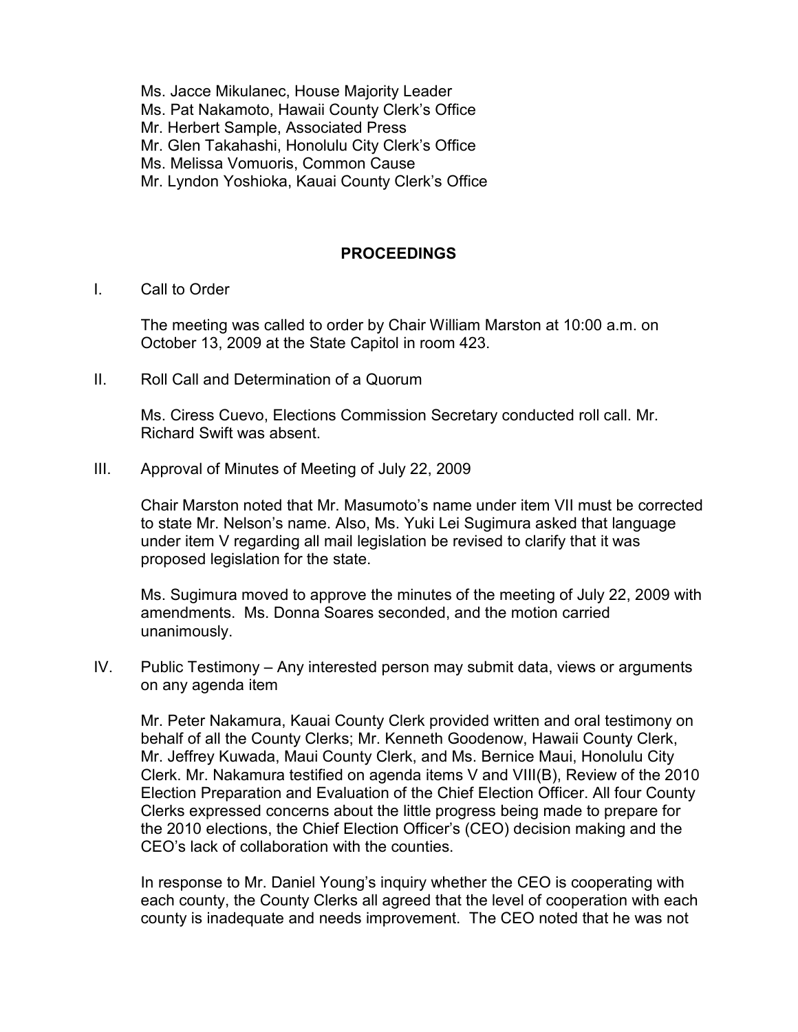Ms. Jacce Mikulanec, House Majority Leader
Ms. Pat Nakamoto, Hawaii County Clerk's Office
Mr. Herbert Sample, Associated Press
Mr. Glen Takahashi, Honolulu City Clerk's Office
Ms. Melissa Vomuoris, Common Cause
Mr. Lyndon Yoshioka, Kauai County Clerk's Office

## PROCEEDINGS

I. Call to Order

The meeting was called to order by Chair William Marston at 10:00 a.m. on October 13, 2009 at the State Capitol in room 423.

II. Roll Call and Determination of a Quorum

Ms. Ciress Cuevo, Elections Commission Secretary conducted roll call. Mr. Richard Swift was absent.

III. Approval of Minutes of Meeting of July 22, 2009

Chair Marston noted that Mr. Masumoto's name under item VII must be corrected to state Mr. Nelson's name. Also, Ms. Yuki Lei Sugimura asked that language under item V regarding all mail legislation be revised to clarify that it was proposed legislation for the state.

Ms. Sugimura moved to approve the minutes of the meeting of July 22, 2009 with amendments. Ms. Donna Soares seconded, and the motion carried unanimously.

IV. Public Testimony – Any interested person may submit data, views or arguments on any agenda item

Mr. Peter Nakamura, Kauai County Clerk provided written and oral testimony on behalf of all the County Clerks; Mr. Kenneth Goodenow, Hawaii County Clerk, Mr. Jeffrey Kuwada, Maui County Clerk, and Ms. Bernice Maui, Honolulu City Clerk. Mr. Nakamura testified on agenda items V and VIII(B), Review of the 2010 Election Preparation and Evaluation of the Chief Election Officer. All four County Clerks expressed concerns about the little progress being made to prepare for the 2010 elections, the Chief Election Officer's (CEO) decision making and the CEO's lack of collaboration with the counties.

In response to Mr. Daniel Young's inquiry whether the CEO is cooperating with each county, the County Clerks all agreed that the level of cooperation with each county is inadequate and needs improvement. The CEO noted that he was not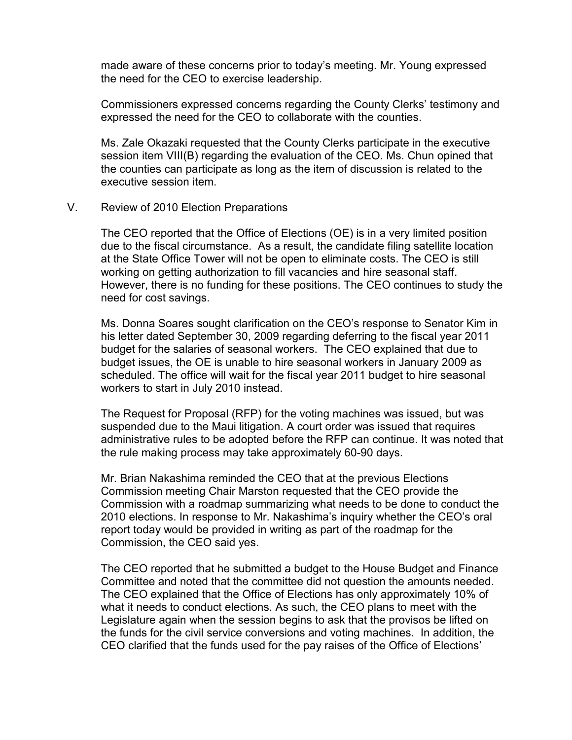made aware of these concerns prior to today's meeting. Mr. Young expressed the need for the CEO to exercise leadership.

Commissioners expressed concerns regarding the County Clerks' testimony and expressed the need for the CEO to collaborate with the counties.

Ms. Zale Okazaki requested that the County Clerks participate in the executive session item VIII(B) regarding the evaluation of the CEO. Ms. Chun opined that the counties can participate as long as the item of discussion is related to the executive session item.

V. Review of 2010 Election Preparations

The CEO reported that the Office of Elections (OE) is in a very limited position due to the fiscal circumstance. As a result, the candidate filing satellite location at the State Office Tower will not be open to eliminate costs. The CEO is still working on getting authorization to fill vacancies and hire seasonal staff. However, there is no funding for these positions. The CEO continues to study the need for cost savings.

Ms. Donna Soares sought clarification on the CEO's response to Senator Kim in his letter dated September 30, 2009 regarding deferring to the fiscal year 2011 budget for the salaries of seasonal workers. The CEO explained that due to budget issues, the OE is unable to hire seasonal workers in January 2009 as scheduled. The office will wait for the fiscal year 2011 budget to hire seasonal workers to start in July 2010 instead.

The Request for Proposal (RFP) for the voting machines was issued, but was suspended due to the Maui litigation. A court order was issued that requires administrative rules to be adopted before the RFP can continue. It was noted that the rule making process may take approximately 60-90 days.

Mr. Brian Nakashima reminded the CEO that at the previous Elections Commission meeting Chair Marston requested that the CEO provide the Commission with a roadmap summarizing what needs to be done to conduct the 2010 elections. In response to Mr. Nakashima's inquiry whether the CEO's oral report today would be provided in writing as part of the roadmap for the Commission, the CEO said yes.

The CEO reported that he submitted a budget to the House Budget and Finance Committee and noted that the committee did not question the amounts needed. The CEO explained that the Office of Elections has only approximately 10% of what it needs to conduct elections. As such, the CEO plans to meet with the Legislature again when the session begins to ask that the provisos be lifted on the funds for the civil service conversions and voting machines. In addition, the CEO clarified that the funds used for the pay raises of the Office of Elections'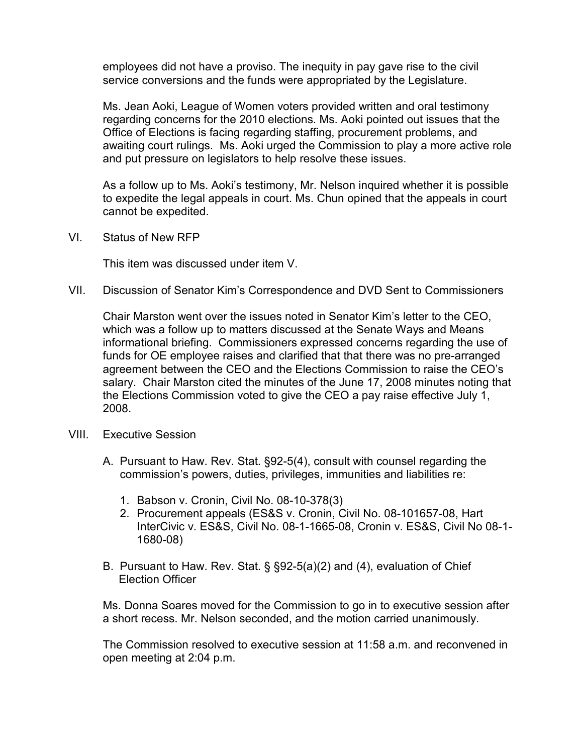employees did not have a proviso. The inequity in pay gave rise to the civil service conversions and the funds were appropriated by the Legislature.

Ms. Jean Aoki, League of Women voters provided written and oral testimony regarding concerns for the 2010 elections. Ms. Aoki pointed out issues that the Office of Elections is facing regarding staffing, procurement problems, and awaiting court rulings. Ms. Aoki urged the Commission to play a more active role and put pressure on legislators to help resolve these issues.

As a follow up to Ms. Aoki's testimony, Mr. Nelson inquired whether it is possible to expedite the legal appeals in court. Ms. Chun opined that the appeals in court cannot be expedited.

VI. Status of New RFP

This item was discussed under item V.

VII. Discussion of Senator Kim's Correspondence and DVD Sent to Commissioners

Chair Marston went over the issues noted in Senator Kim's letter to the CEO, which was a follow up to matters discussed at the Senate Ways and Means informational briefing. Commissioners expressed concerns regarding the use of funds for OE employee raises and clarified that that there was no pre-arranged agreement between the CEO and the Elections Commission to raise the CEO's salary. Chair Marston cited the minutes of the June 17, 2008 minutes noting that the Elections Commission voted to give the CEO a pay raise effective July 1, 2008.

VIII. Executive Session

A. Pursuant to Haw. Rev. Stat. §92-5(4), consult with counsel regarding the commission's powers, duties, privileges, immunities and liabilities re:

1. Babson v. Cronin, Civil No. 08-10-378(3)
2. Procurement appeals (ES&S v. Cronin, Civil No. 08-101657-08, Hart InterCivic v. ES&S, Civil No. 08-1-1665-08, Cronin v. ES&S, Civil No 08-1-1680-08)

B. Pursuant to Haw. Rev. Stat. § §92-5(a)(2) and (4), evaluation of Chief Election Officer

Ms. Donna Soares moved for the Commission to go in to executive session after a short recess. Mr. Nelson seconded, and the motion carried unanimously.

The Commission resolved to executive session at 11:58 a.m. and reconvened in open meeting at 2:04 p.m.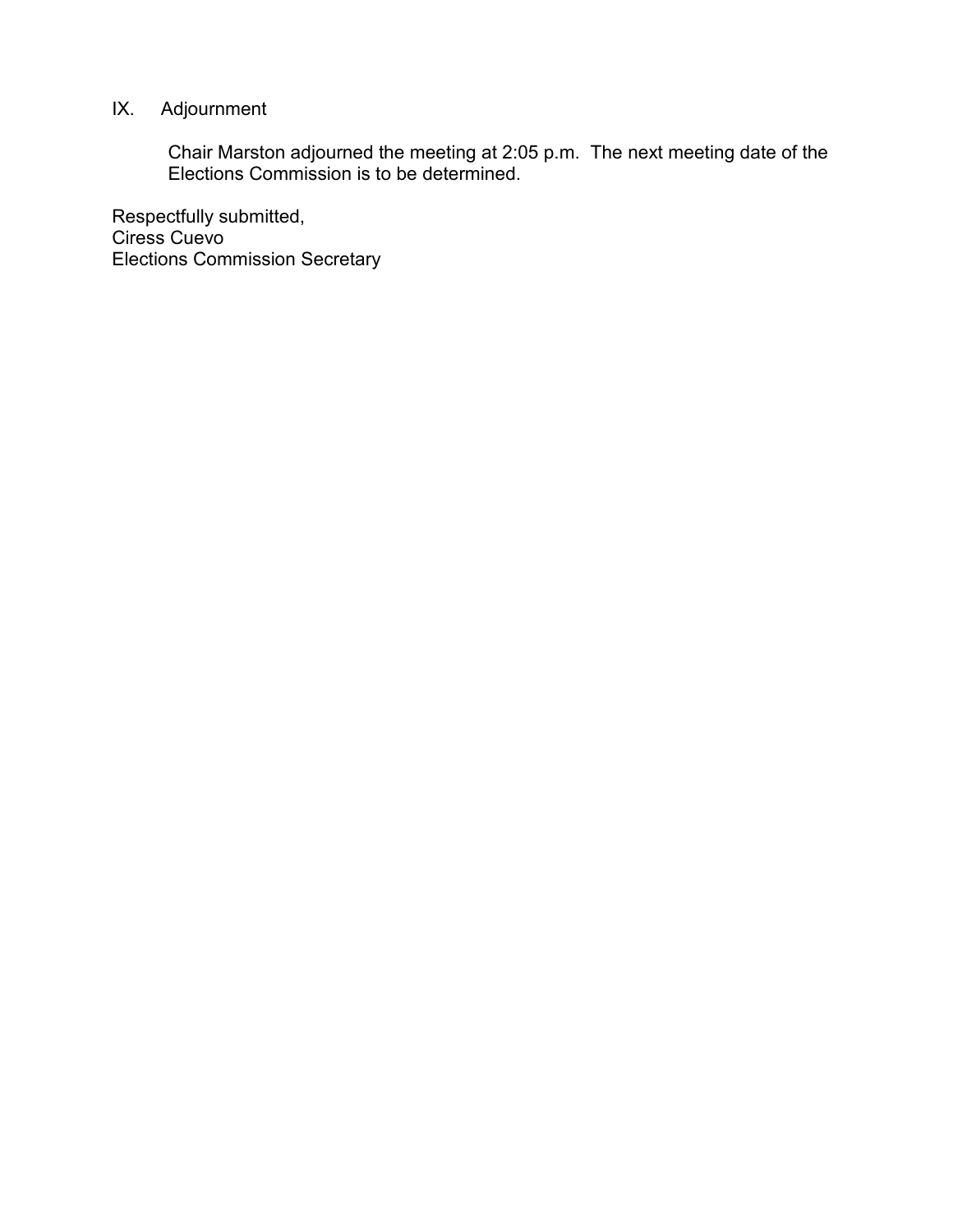## IX. Adjournment

Chair Marston adjourned the meeting at 2:05 p.m. The next meeting date of the Elections Commission is to be determined.

Respectfully submitted,
Ciress Cuevo
Elections Commission Secretary